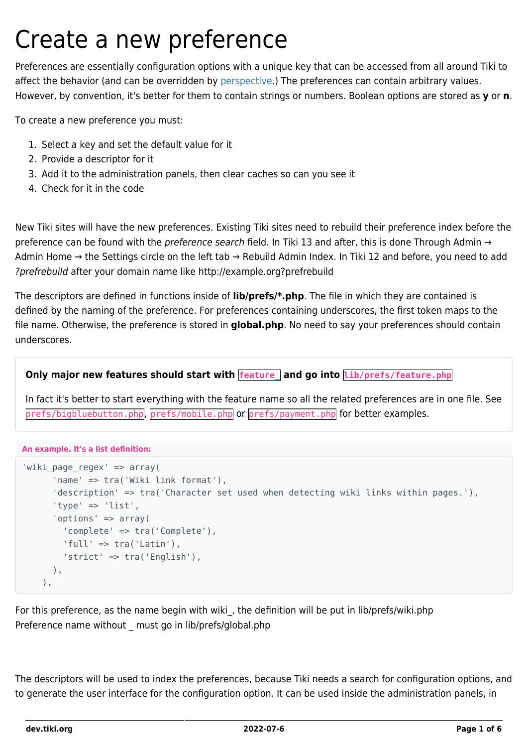# Create a new preference

Preferences are essentially configuration options with a unique key that can be accessed from all around Tiki to affect the behavior (and can be overridden by perspective.) The preferences can contain arbitrary values. However, by convention, it's better for them to contain strings or numbers. Boolean options are stored as **y** or **n**.

To create a new preference you must:

1. Select a key and set the default value for it
2. Provide a descriptor for it
3. Add it to the administration panels, then clear caches so can you see it
4. Check for it in the code

New Tiki sites will have the new preferences. Existing Tiki sites need to rebuild their preference index before the preference can be found with the *preference search* field. In Tiki 13 and after, this is done Through Admin → Admin Home → the Settings circle on the left tab → Rebuild Admin Index. In Tiki 12 and before, you need to add *?prefrebuild* after your domain name like http://example.org?prefrebuild

The descriptors are defined in functions inside of **lib/prefs/*.php**. The file in which they are contained is defined by the naming of the preference. For preferences containing underscores, the first token maps to the file name. Otherwise, the preference is stored in **global.php**. No need to say your preferences should contain underscores.

> **Only major new features should start with `feature_` and go into `lib/prefs/feature.php`**
>
> In fact it's better to start everything with the feature name so all the related preferences are in one file. See `prefs/bigbluebutton.php`, `prefs/mobile.php` or `prefs/payment.php` for better examples.

**An example. It's a list definition:**

```
'wiki_page_regex' => array(
      'name' => tra('Wiki link format'),
      'description' => tra('Character set used when detecting wiki links within pages.'),
      'type' => 'list',
      'options' => array(
        'complete' => tra('Complete'),
        'full' => tra('Latin'),
        'strict' => tra('English'),
      ),
    ),
```

For this preference, as the name begin with wiki_, the definition will be put in lib/prefs/wiki.php
Preference name without _ must go in lib/prefs/global.php

The descriptors will be used to index the preferences, because Tiki needs a search for configuration options, and to generate the user interface for the configuration option. It can be used inside the administration panels, in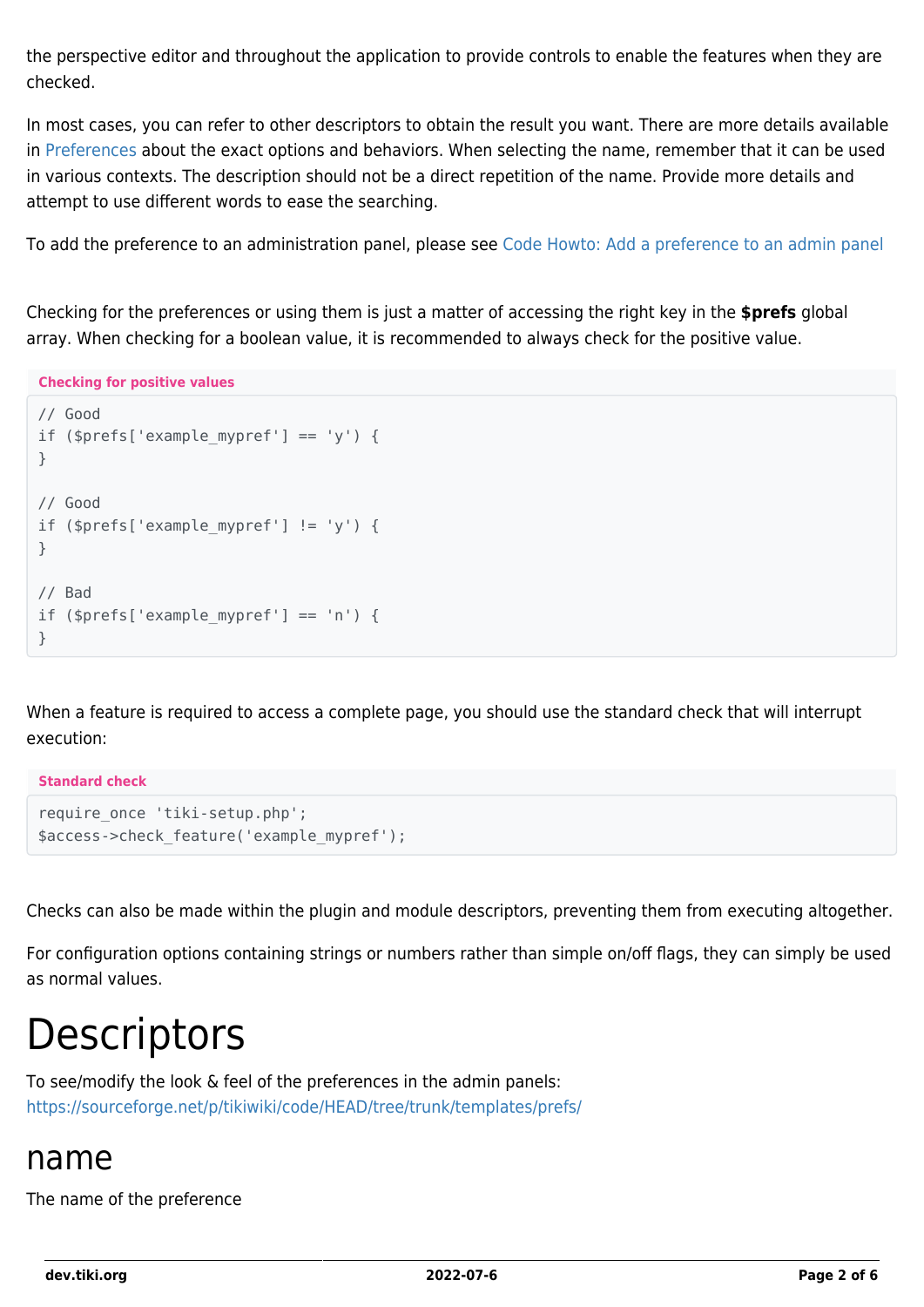the perspective editor and throughout the application to provide controls to enable the features when they are checked.

In most cases, you can refer to other descriptors to obtain the result you want. There are more details available in Preferences about the exact options and behaviors. When selecting the name, remember that it can be used in various contexts. The description should not be a direct repetition of the name. Provide more details and attempt to use different words to ease the searching.

To add the preference to an administration panel, please see Code Howto: Add a preference to an admin panel

Checking for the preferences or using them is just a matter of accessing the right key in the **$prefs** global array. When checking for a boolean value, it is recommended to always check for the positive value.

**Checking for positive values**

```
// Good
if ($prefs['example_mypref'] == 'y') {
}

// Good
if ($prefs['example_mypref'] != 'y') {
}

// Bad
if ($prefs['example_mypref'] == 'n') {
}
```

When a feature is required to access a complete page, you should use the standard check that will interrupt execution:

**Standard check**

```
require_once 'tiki-setup.php';
$access->check_feature('example_mypref');
```

Checks can also be made within the plugin and module descriptors, preventing them from executing altogether.

For configuration options containing strings or numbers rather than simple on/off flags, they can simply be used as normal values.

# Descriptors

To see/modify the look & feel of the preferences in the admin panels:
https://sourceforge.net/p/tikiwiki/code/HEAD/tree/trunk/templates/prefs/

## name

The name of the preference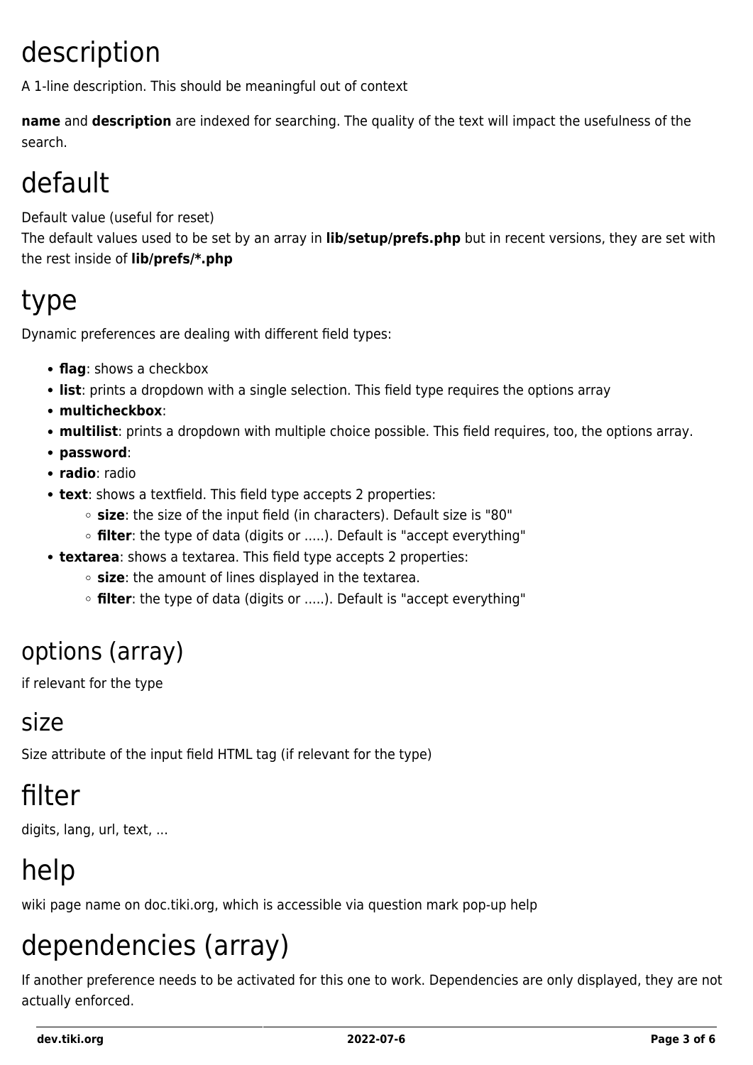# description

A 1-line description. This should be meaningful out of context

**name** and **description** are indexed for searching. The quality of the text will impact the usefulness of the search.

# default

Default value (useful for reset)
The default values used to be set by an array in **lib/setup/prefs.php** but in recent versions, they are set with the rest inside of **lib/prefs/*.php**

# type

Dynamic preferences are dealing with different field types:

- **flag**: shows a checkbox
- **list**: prints a dropdown with a single selection. This field type requires the options array
- **multicheckbox**:
- **multilist**: prints a dropdown with multiple choice possible. This field requires, too, the options array.
- **password**:
- **radio**: radio
- **text**: shows a textfield. This field type accepts 2 properties:
    - **size**: the size of the input field (in characters). Default size is "80"
    - **filter**: the type of data (digits or .....). Default is "accept everything"
- **textarea**: shows a textarea. This field type accepts 2 properties:
    - **size**: the amount of lines displayed in the textarea.
    - **filter**: the type of data (digits or .....). Default is "accept everything"

## options (array)

if relevant for the type

## size

Size attribute of the input field HTML tag (if relevant for the type)

# filter

digits, lang, url, text, ...

# help

wiki page name on doc.tiki.org, which is accessible via question mark pop-up help

# dependencies (array)

If another preference needs to be activated for this one to work. Dependencies are only displayed, they are not actually enforced.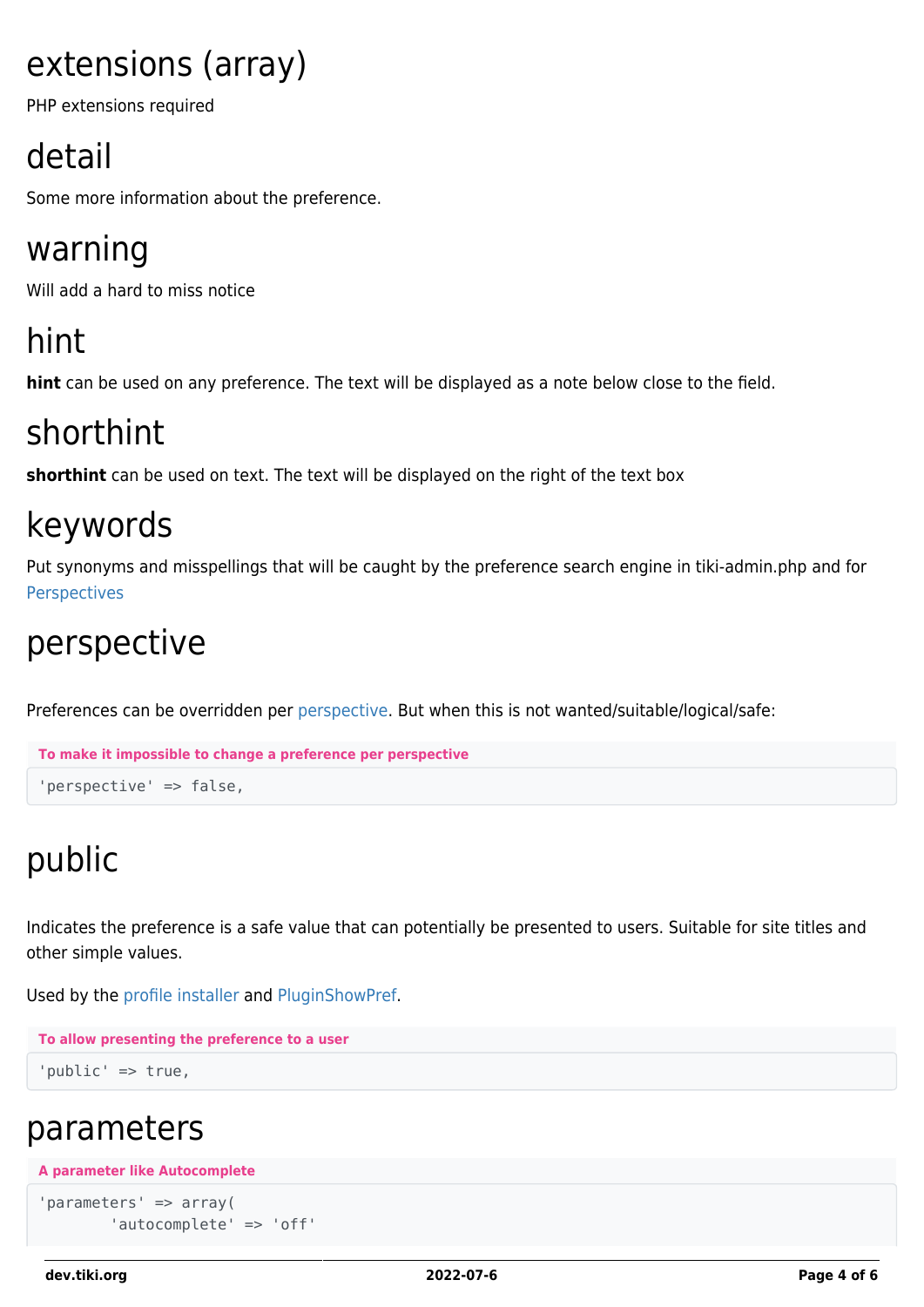# extensions (array)

PHP extensions required

# detail

Some more information about the preference.

# warning

Will add a hard to miss notice

# hint

**hint** can be used on any preference. The text will be displayed as a note below close to the field.

# shorthint

**shorthint** can be used on text. The text will be displayed on the right of the text box

# keywords

Put synonyms and misspellings that will be caught by the preference search engine in tiki-admin.php and for Perspectives

# perspective

Preferences can be overridden per perspective. But when this is not wanted/suitable/logical/safe:

**To make it impossible to change a preference per perspective**

```
'perspective' => false,
```

# public

Indicates the preference is a safe value that can potentially be presented to users. Suitable for site titles and other simple values.

Used by the profile installer and PluginShowPref.

**To allow presenting the preference to a user**

```
'public' => true,
```

# parameters

**A parameter like Autocomplete**

```
'parameters' => array(
        'autocomplete' => 'off'
```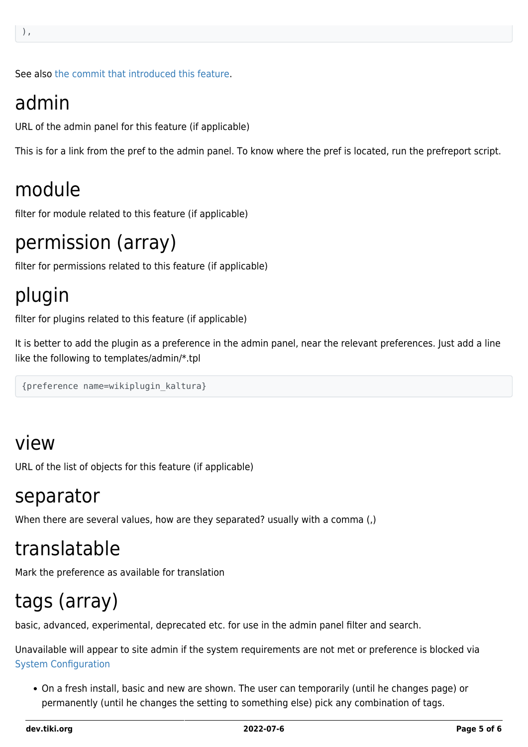```
),
```

See also the commit that introduced this feature.

# admin

URL of the admin panel for this feature (if applicable)

This is for a link from the pref to the admin panel. To know where the pref is located, run the prefreport script.

# module

filter for module related to this feature (if applicable)

# permission (array)

filter for permissions related to this feature (if applicable)

# plugin

filter for plugins related to this feature (if applicable)

It is better to add the plugin as a preference in the admin panel, near the relevant preferences. Just add a line like the following to templates/admin/*.tpl

```
{preference name=wikiplugin_kaltura}
```

# view

URL of the list of objects for this feature (if applicable)

# separator

When there are several values, how are they separated? usually with a comma (,)

# translatable

Mark the preference as available for translation

# tags (array)

basic, advanced, experimental, deprecated etc. for use in the admin panel filter and search.

Unavailable will appear to site admin if the system requirements are not met or preference is blocked via System Configuration

- On a fresh install, basic and new are shown. The user can temporarily (until he changes page) or permanently (until he changes the setting to something else) pick any combination of tags.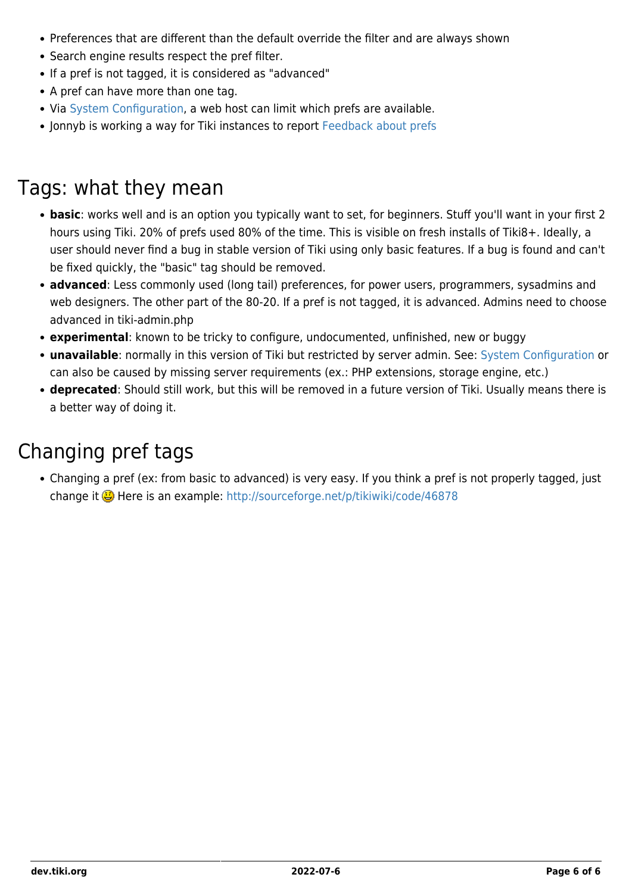- Preferences that are different than the default override the filter and are always shown
- Search engine results respect the pref filter.
- If a pref is not tagged, it is considered as "advanced"
- A pref can have more than one tag.
- Via System Configuration, a web host can limit which prefs are available.
- Jonnyb is working a way for Tiki instances to report Feedback about prefs

## Tags: what they mean

- **basic**: works well and is an option you typically want to set, for beginners. Stuff you'll want in your first 2 hours using Tiki. 20% of prefs used 80% of the time. This is visible on fresh installs of Tiki8+. Ideally, a user should never find a bug in stable version of Tiki using only basic features. If a bug is found and can't be fixed quickly, the "basic" tag should be removed.
- **advanced**: Less commonly used (long tail) preferences, for power users, programmers, sysadmins and web designers. The other part of the 80-20. If a pref is not tagged, it is advanced. Admins need to choose advanced in tiki-admin.php
- **experimental**: known to be tricky to configure, undocumented, unfinished, new or buggy
- **unavailable**: normally in this version of Tiki but restricted by server admin. See: System Configuration or can also be caused by missing server requirements (ex.: PHP extensions, storage engine, etc.)
- **deprecated**: Should still work, but this will be removed in a future version of Tiki. Usually means there is a better way of doing it.

## Changing pref tags

- Changing a pref (ex: from basic to advanced) is very easy. If you think a pref is not properly tagged, just change it 🙂 Here is an example: http://sourceforge.net/p/tikiwiki/code/46878